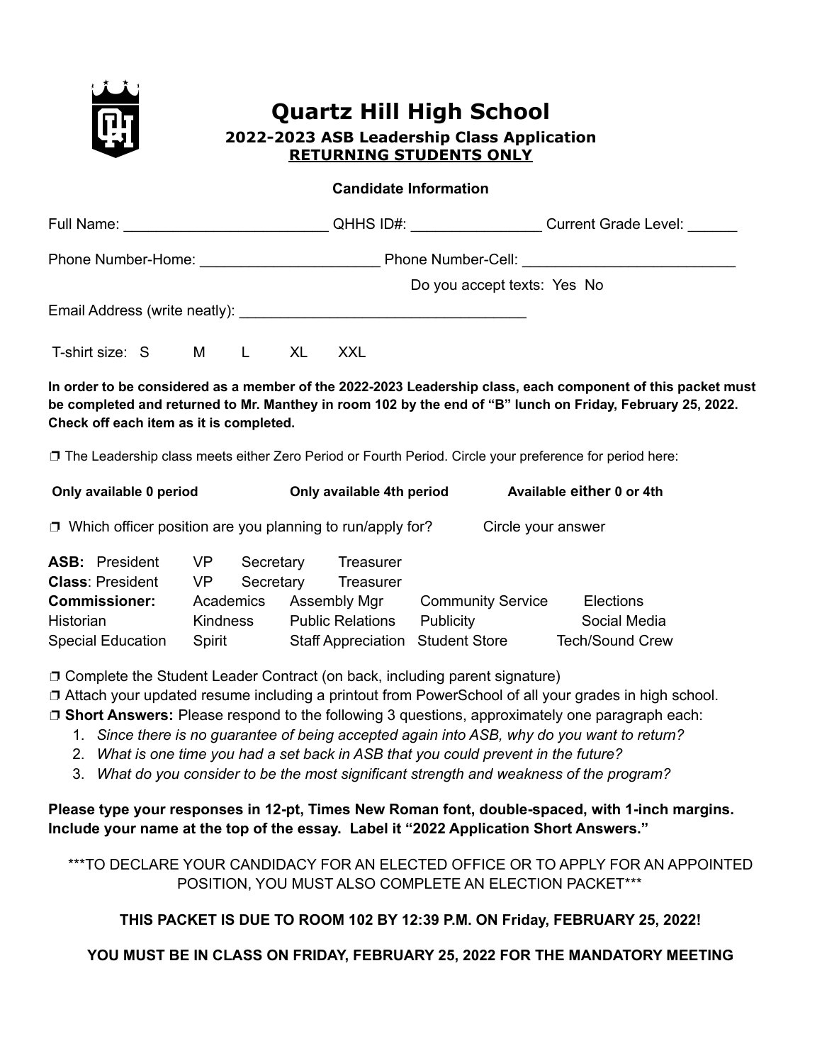# Quartz Hill High School

### 2022-2023 ASB Leadership Class Application
### <u>RETURNING STUDENTS ONLY</u>

**Candidate Information**

Full Name: _________________________ QHHS ID#: ________________ Current Grade Level: ______

Phone Number-Home: ______________________ Phone Number-Cell: __________________________

Do you accept texts: Yes No

Email Address (write neatly): ___________________________________

T-shirt size: S M L XL XXL

**In order to be considered as a member of the 2022-2023 Leadership class, each component of this packet must be completed and returned to Mr. Manthey in room 102 by the end of "B" lunch on Friday, February 25, 2022. Check off each item as it is completed.**

❒ The Leadership class meets either Zero Period or Fourth Period. Circle your preference for period here:

**Only available 0 period** **Only available 4th period** **Available either 0 or 4th**

❒ Which officer position are you planning to run/apply for? Circle your answer

| | | | | | |
|---|---|---|---|---|---|
| **ASB:** President | VP | Secretary | Treasurer | | |
| **Class**: President | VP | Secretary | Treasurer | | |
| **Commissioner:** | Academics | Assembly Mgr | Community Service | Elections | |
| Historian | Kindness | Public Relations | Publicity | Social Media | |
| Special Education | Spirit | Staff Appreciation | Student Store | Tech/Sound Crew | |

❒ Complete the Student Leader Contract (on back, including parent signature)
❒ Attach your updated resume including a printout from PowerSchool of all your grades in high school.
❒ **Short Answers:** Please respond to the following 3 questions, approximately one paragraph each:

1. *Since there is no guarantee of being accepted again into ASB, why do you want to return?*
2. *What is one time you had a set back in ASB that you could prevent in the future?*
3. *What do you consider to be the most significant strength and weakness of the program?*

**Please type your responses in 12-pt, Times New Roman font, double-spaced, with 1-inch margins. Include your name at the top of the essay. Label it "2022 Application Short Answers."**

***TO DECLARE YOUR CANDIDACY FOR AN ELECTED OFFICE OR TO APPLY FOR AN APPOINTED POSITION, YOU MUST ALSO COMPLETE AN ELECTION PACKET***

**THIS PACKET IS DUE TO ROOM 102 BY 12:39 P.M. ON Friday, FEBRUARY 25, 2022!**

**YOU MUST BE IN CLASS ON FRIDAY, FEBRUARY 25, 2022 FOR THE MANDATORY MEETING**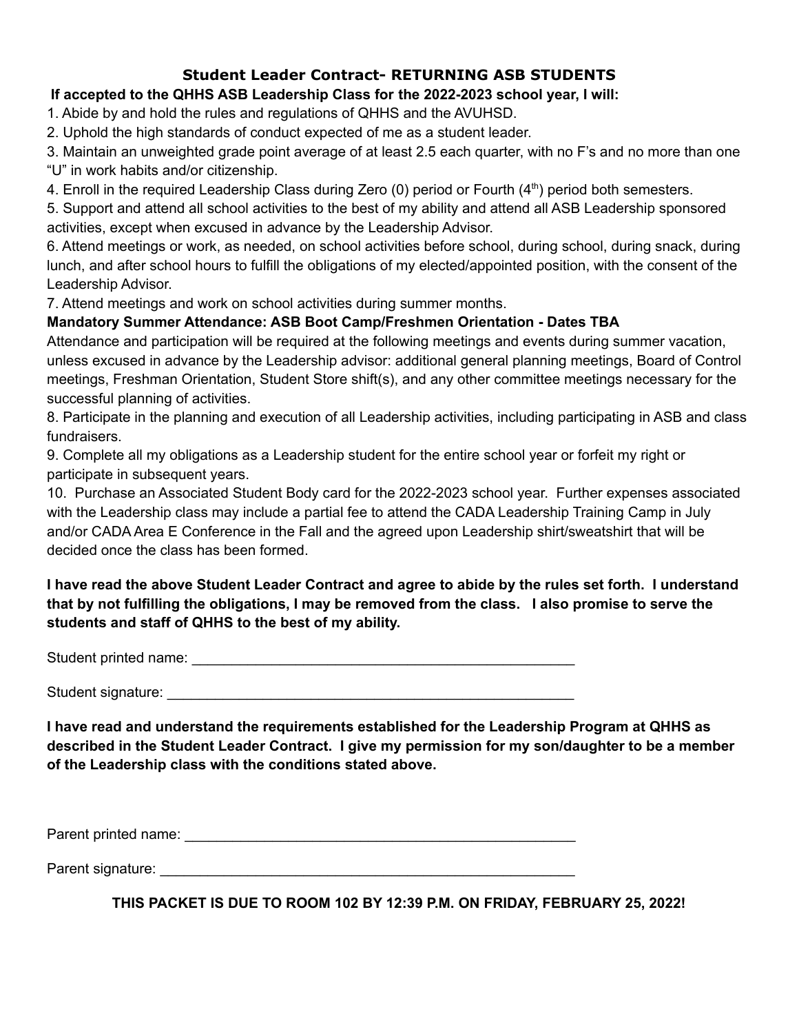## Student Leader Contract- RETURNING ASB STUDENTS

**If accepted to the QHHS ASB Leadership Class for the 2022-2023 school year, I will:**

1. Abide by and hold the rules and regulations of QHHS and the AVUHSD.
2. Uphold the high standards of conduct expected of me as a student leader.
3. Maintain an unweighted grade point average of at least 2.5 each quarter, with no F's and no more than one "U" in work habits and/or citizenship.
4. Enroll in the required Leadership Class during Zero (0) period or Fourth (4th) period both semesters.
5. Support and attend all school activities to the best of my ability and attend all ASB Leadership sponsored activities, except when excused in advance by the Leadership Advisor.
6. Attend meetings or work, as needed, on school activities before school, during school, during snack, during lunch, and after school hours to fulfill the obligations of my elected/appointed position, with the consent of the Leadership Advisor.
7. Attend meetings and work on school activities during summer months.

**Mandatory Summer Attendance: ASB Boot Camp/Freshmen Orientation - Dates TBA**

Attendance and participation will be required at the following meetings and events during summer vacation, unless excused in advance by the Leadership advisor: additional general planning meetings, Board of Control meetings, Freshman Orientation, Student Store shift(s), and any other committee meetings necessary for the successful planning of activities.

8. Participate in the planning and execution of all Leadership activities, including participating in ASB and class fundraisers.
9. Complete all my obligations as a Leadership student for the entire school year or forfeit my right or participate in subsequent years.
10. Purchase an Associated Student Body card for the 2022-2023 school year. Further expenses associated with the Leadership class may include a partial fee to attend the CADA Leadership Training Camp in July and/or CADA Area E Conference in the Fall and the agreed upon Leadership shirt/sweatshirt that will be decided once the class has been formed.

**I have read the above Student Leader Contract and agree to abide by the rules set forth. I understand that by not fulfilling the obligations, I may be removed from the class. I also promise to serve the students and staff of QHHS to the best of my ability.**

Student printed name: ______________________________________________

Student signature: _________________________________________________

**I have read and understand the requirements established for the Leadership Program at QHHS as described in the Student Leader Contract. I give my permission for my son/daughter to be a member of the Leadership class with the conditions stated above.**

Parent printed name: _______________________________________________

Parent signature: __________________________________________________

**THIS PACKET IS DUE TO ROOM 102 BY 12:39 P.M. ON FRIDAY, FEBRUARY 25, 2022!**